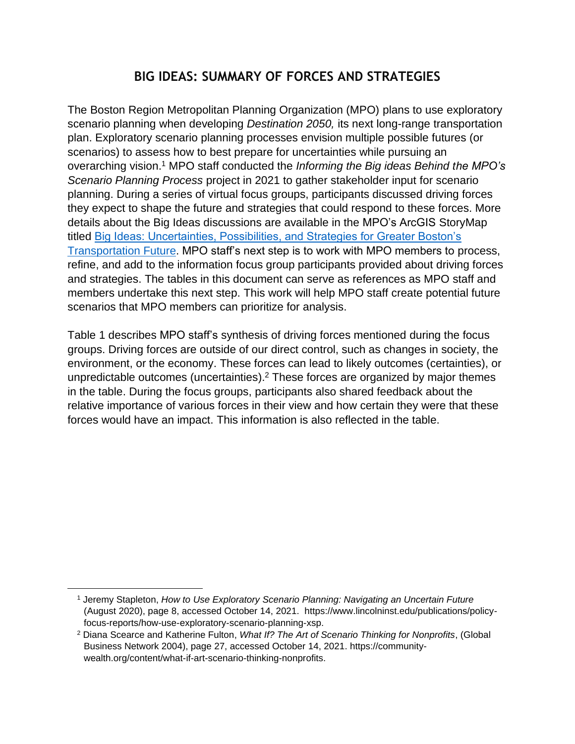# BIG IDEAS: SUMMARY OF FORCES AND STRATEGIES

The Boston Region Metropolitan Planning Organization (MPO) plans to use exploratory scenario planning when developing *Destination 2050,* its next long-range transportation plan. Exploratory scenario planning processes envision multiple possible futures (or scenarios) to assess how to best prepare for uncertainties while pursuing an overarching vision.[1] MPO staff conducted the *Informing the Big ideas Behind the MPO's Scenario Planning Process* project in 2021 to gather stakeholder input for scenario planning. During a series of virtual focus groups, participants discussed driving forces they expect to shape the future and strategies that could respond to these forces. More details about the Big Ideas discussions are available in the MPO's ArcGIS StoryMap titled [Big Ideas: Uncertainties, Possibilities, and Strategies for Greater Boston's Transportation Future](). MPO staff's next step is to work with MPO members to process, refine, and add to the information focus group participants provided about driving forces and strategies. The tables in this document can serve as references as MPO staff and members undertake this next step. This work will help MPO staff create potential future scenarios that MPO members can prioritize for analysis.

Table 1 describes MPO staff's synthesis of driving forces mentioned during the focus groups. Driving forces are outside of our direct control, such as changes in society, the environment, or the economy. These forces can lead to likely outcomes (certainties), or unpredictable outcomes (uncertainties).[2] These forces are organized by major themes in the table. During the focus groups, participants also shared feedback about the relative importance of various forces in their view and how certain they were that these forces would have an impact. This information is also reflected in the table.

---

[1] Jeremy Stapleton, *How to Use Exploratory Scenario Planning: Navigating an Uncertain Future* (August 2020), page 8, accessed October 14, 2021. https://www.lincolninst.edu/publications/policy-focus-reports/how-use-exploratory-scenario-planning-xsp.

[2] Diana Scearce and Katherine Fulton, *What If? The Art of Scenario Thinking for Nonprofits*, (Global Business Network 2004), page 27, accessed October 14, 2021. https://community-wealth.org/content/what-if-art-scenario-thinking-nonprofits.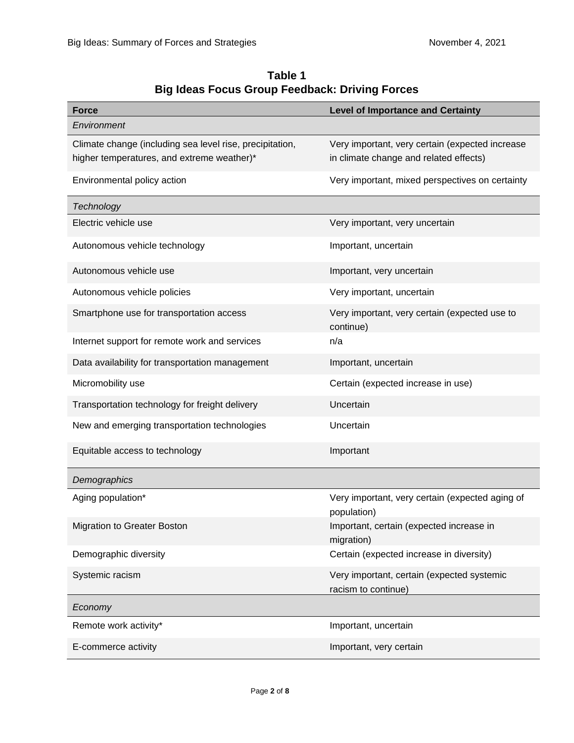**Table 1**
**Big Ideas Focus Group Feedback: Driving Forces**

| Force | Level of Importance and Certainty |
|---|---|
| *Environment* | |
| Climate change (including sea level rise, precipitation, higher temperatures, and extreme weather)* | Very important, very certain (expected increase in climate change and related effects) |
| Environmental policy action | Very important, mixed perspectives on certainty |
| *Technology* | |
| Electric vehicle use | Very important, very uncertain |
| Autonomous vehicle technology | Important, uncertain |
| Autonomous vehicle use | Important, very uncertain |
| Autonomous vehicle policies | Very important, uncertain |
| Smartphone use for transportation access | Very important, very certain (expected use to continue) |
| Internet support for remote work and services | n/a |
| Data availability for transportation management | Important, uncertain |
| Micromobility use | Certain (expected increase in use) |
| Transportation technology for freight delivery | Uncertain |
| New and emerging transportation technologies | Uncertain |
| Equitable access to technology | Important |
| *Demographics* | |
| Aging population* | Very important, very certain (expected aging of population) |
| Migration to Greater Boston | Important, certain (expected increase in migration) |
| Demographic diversity | Certain (expected increase in diversity) |
| Systemic racism | Very important, certain (expected systemic racism to continue) |
| *Economy* | |
| Remote work activity* | Important, uncertain |
| E-commerce activity | Important, very certain |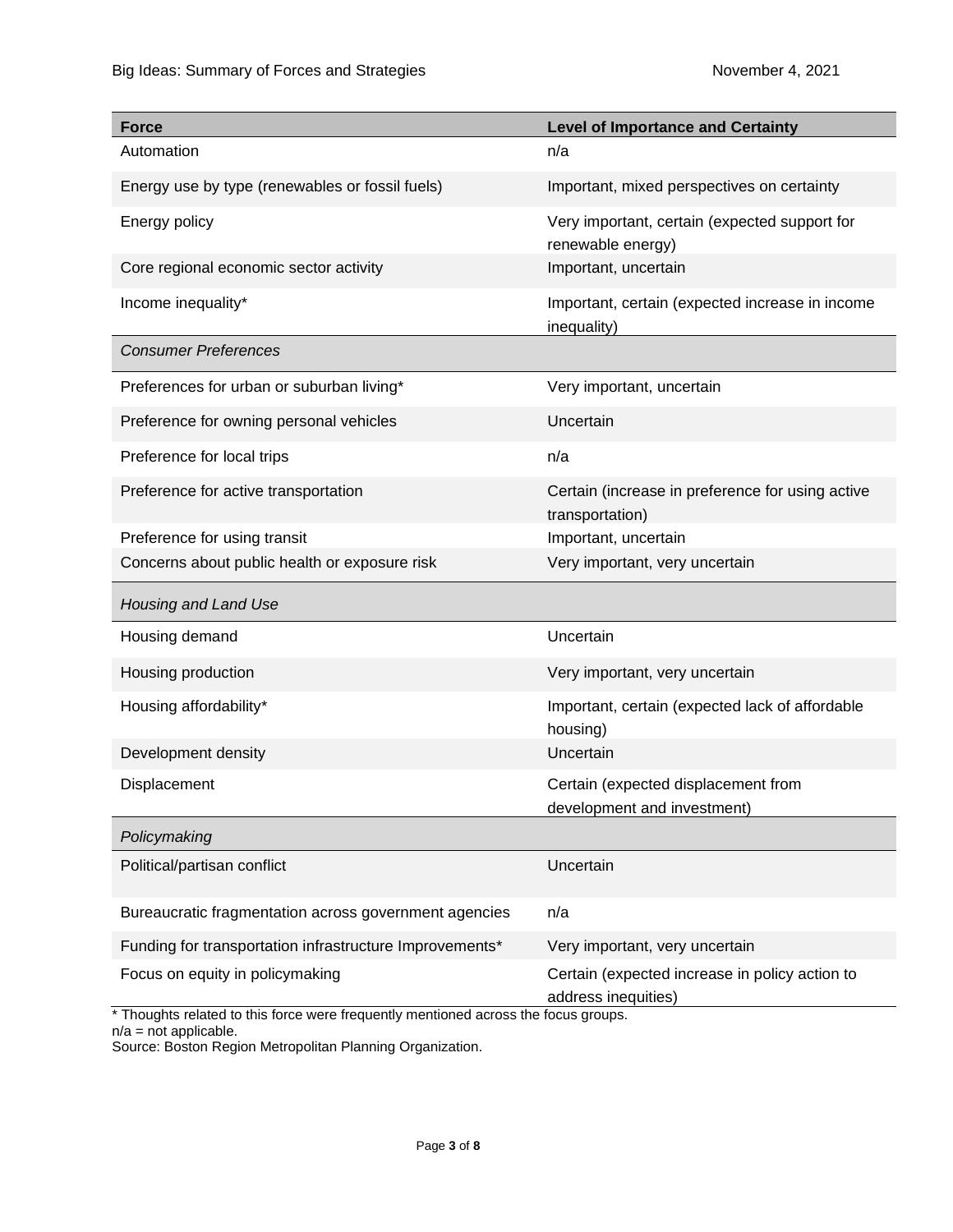| Force | Level of Importance and Certainty |
| --- | --- |
| Automation | n/a |
| Energy use by type (renewables or fossil fuels) | Important, mixed perspectives on certainty |
| Energy policy | Very important, certain (expected support for renewable energy) |
| Core regional economic sector activity | Important, uncertain |
| Income inequality* | Important, certain (expected increase in income inequality) |
| *Consumer Preferences* | |
| Preferences for urban or suburban living* | Very important, uncertain |
| Preference for owning personal vehicles | Uncertain |
| Preference for local trips | n/a |
| Preference for active transportation | Certain (increase in preference for using active transportation) |
| Preference for using transit | Important, uncertain |
| Concerns about public health or exposure risk | Very important, very uncertain |
| *Housing and Land Use* | |
| Housing demand | Uncertain |
| Housing production | Very important, very uncertain |
| Housing affordability* | Important, certain (expected lack of affordable housing) |
| Development density | Uncertain |
| Displacement | Certain (expected displacement from development and investment) |
| *Policymaking* | |
| Political/partisan conflict | Uncertain |
| Bureaucratic fragmentation across government agencies | n/a |
| Funding for transportation infrastructure Improvements* | Very important, very uncertain |
| Focus on equity in policymaking | Certain (expected increase in policy action to address inequities) |

* Thoughts related to this force were frequently mentioned across the focus groups.
n/a = not applicable.
Source: Boston Region Metropolitan Planning Organization.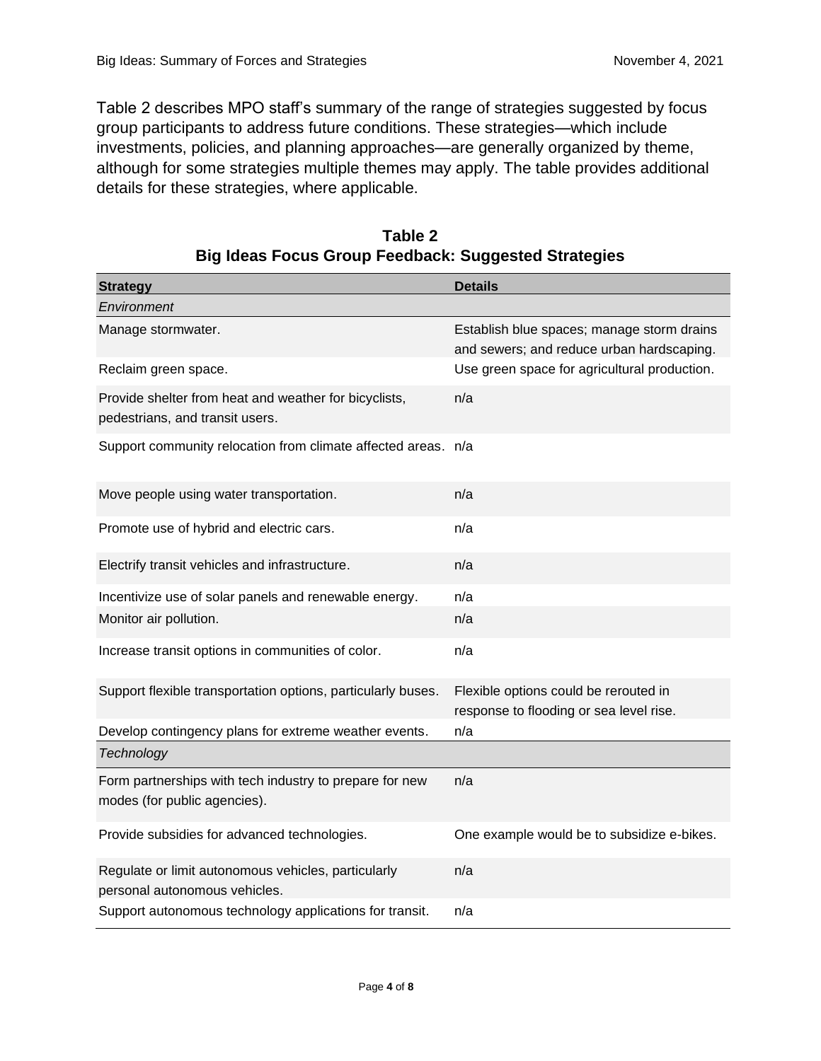Table 2 describes MPO staff's summary of the range of strategies suggested by focus group participants to address future conditions. These strategies—which include investments, policies, and planning approaches—are generally organized by theme, although for some strategies multiple themes may apply. The table provides additional details for these strategies, where applicable.

**Table 2**
**Big Ideas Focus Group Feedback: Suggested Strategies**

| Strategy | Details |
|---|---|
| *Environment* | |
| Manage stormwater. | Establish blue spaces; manage storm drains and sewers; and reduce urban hardscaping. |
| Reclaim green space. | Use green space for agricultural production. |
| Provide shelter from heat and weather for bicyclists, pedestrians, and transit users. | n/a |
| Support community relocation from climate affected areas. | n/a |
| Move people using water transportation. | n/a |
| Promote use of hybrid and electric cars. | n/a |
| Electrify transit vehicles and infrastructure. | n/a |
| Incentivize use of solar panels and renewable energy. | n/a |
| Monitor air pollution. | n/a |
| Increase transit options in communities of color. | n/a |
| Support flexible transportation options, particularly buses. | Flexible options could be rerouted in response to flooding or sea level rise. |
| Develop contingency plans for extreme weather events. | n/a |
| *Technology* | |
| Form partnerships with tech industry to prepare for new modes (for public agencies). | n/a |
| Provide subsidies for advanced technologies. | One example would be to subsidize e-bikes. |
| Regulate or limit autonomous vehicles, particularly personal autonomous vehicles. | n/a |
| Support autonomous technology applications for transit. | n/a |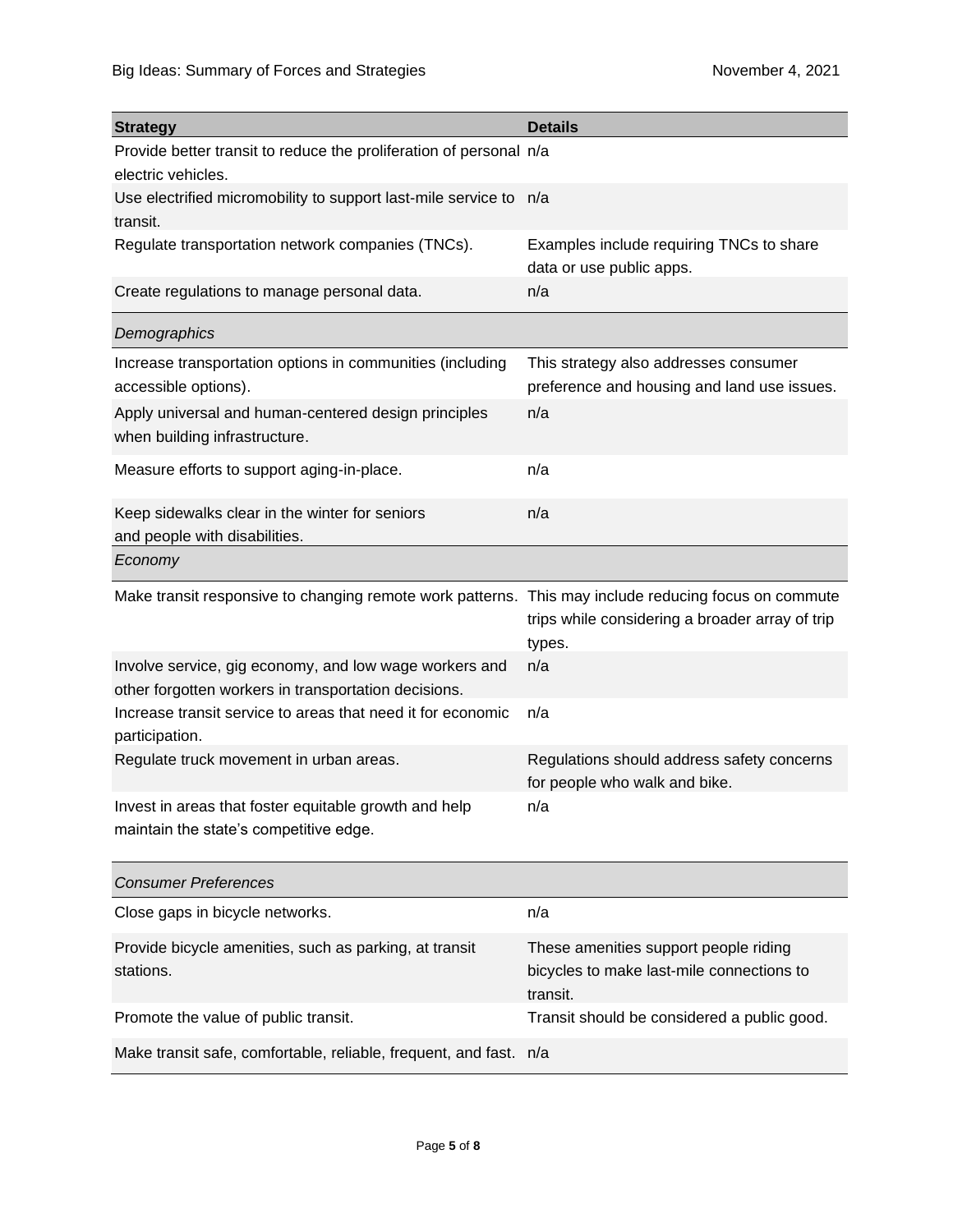| Strategy | Details |
|---|---|
| Provide better transit to reduce the proliferation of personal electric vehicles. | n/a |
| Use electrified micromobility to support last-mile service to transit. | n/a |
| Regulate transportation network companies (TNCs). | Examples include requiring TNCs to share data or use public apps. |
| Create regulations to manage personal data. | n/a |
| *Demographics* | |
| Increase transportation options in communities (including accessible options). | This strategy also addresses consumer preference and housing and land use issues. |
| Apply universal and human-centered design principles when building infrastructure. | n/a |
| Measure efforts to support aging-in-place. | n/a |
| Keep sidewalks clear in the winter for seniors and people with disabilities. | n/a |
| *Economy* | |
| Make transit responsive to changing remote work patterns. | This may include reducing focus on commute trips while considering a broader array of trip types. |
| Involve service, gig economy, and low wage workers and other forgotten workers in transportation decisions. | n/a |
| Increase transit service to areas that need it for economic participation. | n/a |
| Regulate truck movement in urban areas. | Regulations should address safety concerns for people who walk and bike. |
| Invest in areas that foster equitable growth and help maintain the state's competitive edge. | n/a |
| *Consumer Preferences* | |
| Close gaps in bicycle networks. | n/a |
| Provide bicycle amenities, such as parking, at transit stations. | These amenities support people riding bicycles to make last-mile connections to transit. |
| Promote the value of public transit. | Transit should be considered a public good. |
| Make transit safe, comfortable, reliable, frequent, and fast. | n/a |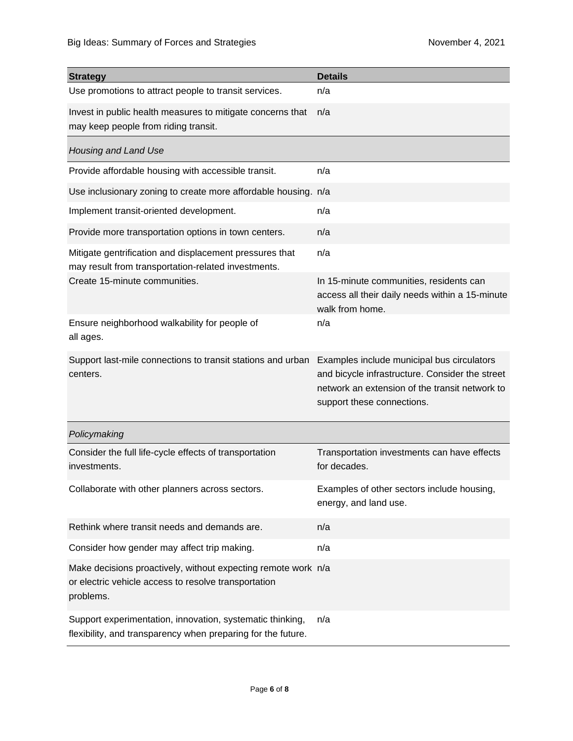| Strategy | Details |
|---|---|
| Use promotions to attract people to transit services. | n/a |
| Invest in public health measures to mitigate concerns that may keep people from riding transit. | n/a |
| *Housing and Land Use* | |
| Provide affordable housing with accessible transit. | n/a |
| Use inclusionary zoning to create more affordable housing. | n/a |
| Implement transit-oriented development. | n/a |
| Provide more transportation options in town centers. | n/a |
| Mitigate gentrification and displacement pressures that may result from transportation-related investments. | n/a |
| Create 15-minute communities. | In 15-minute communities, residents can access all their daily needs within a 15-minute walk from home. |
| Ensure neighborhood walkability for people of all ages. | n/a |
| Support last-mile connections to transit stations and urban centers. | Examples include municipal bus circulators and bicycle infrastructure. Consider the street network an extension of the transit network to support these connections. |
| *Policymaking* | |
| Consider the full life-cycle effects of transportation investments. | Transportation investments can have effects for decades. |
| Collaborate with other planners across sectors. | Examples of other sectors include housing, energy, and land use. |
| Rethink where transit needs and demands are. | n/a |
| Consider how gender may affect trip making. | n/a |
| Make decisions proactively, without expecting remote work or electric vehicle access to resolve transportation problems. | n/a |
| Support experimentation, innovation, systematic thinking, flexibility, and transparency when preparing for the future. | n/a |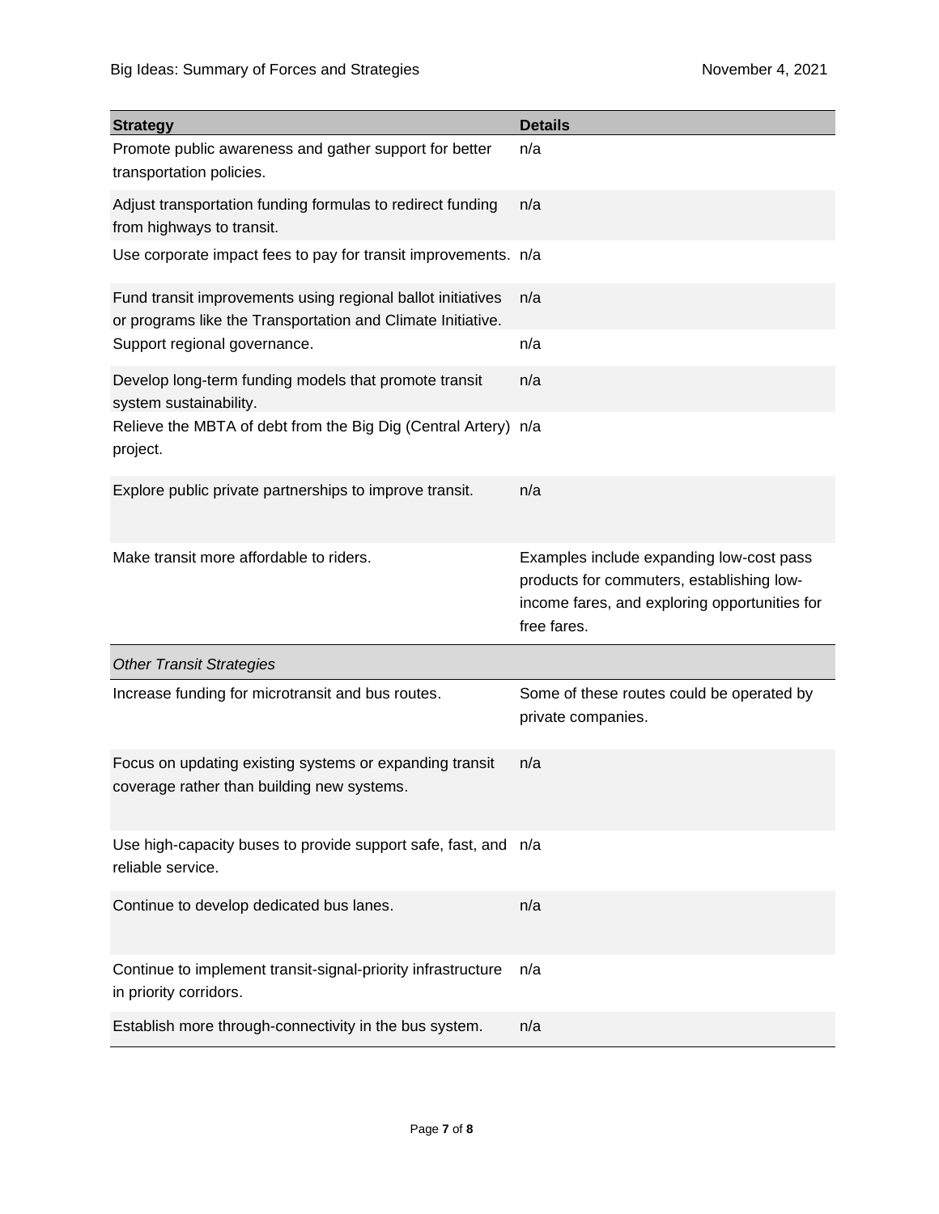| Strategy | Details |
|---|---|
| Promote public awareness and gather support for better transportation policies. | n/a |
| Adjust transportation funding formulas to redirect funding from highways to transit. | n/a |
| Use corporate impact fees to pay for transit improvements. | n/a |
| Fund transit improvements using regional ballot initiatives or programs like the Transportation and Climate Initiative. | n/a |
| Support regional governance. | n/a |
| Develop long-term funding models that promote transit system sustainability. | n/a |
| Relieve the MBTA of debt from the Big Dig (Central Artery) project. | n/a |
| Explore public private partnerships to improve transit. | n/a |
| Make transit more affordable to riders. | Examples include expanding low-cost pass products for commuters, establishing low-income fares, and exploring opportunities for free fares. |
| *Other Transit Strategies* | |
| Increase funding for microtransit and bus routes. | Some of these routes could be operated by private companies. |
| Focus on updating existing systems or expanding transit coverage rather than building new systems. | n/a |
| Use high-capacity buses to provide support safe, fast, and reliable service. | n/a |
| Continue to develop dedicated bus lanes. | n/a |
| Continue to implement transit-signal-priority infrastructure in priority corridors. | n/a |
| Establish more through-connectivity in the bus system. | n/a |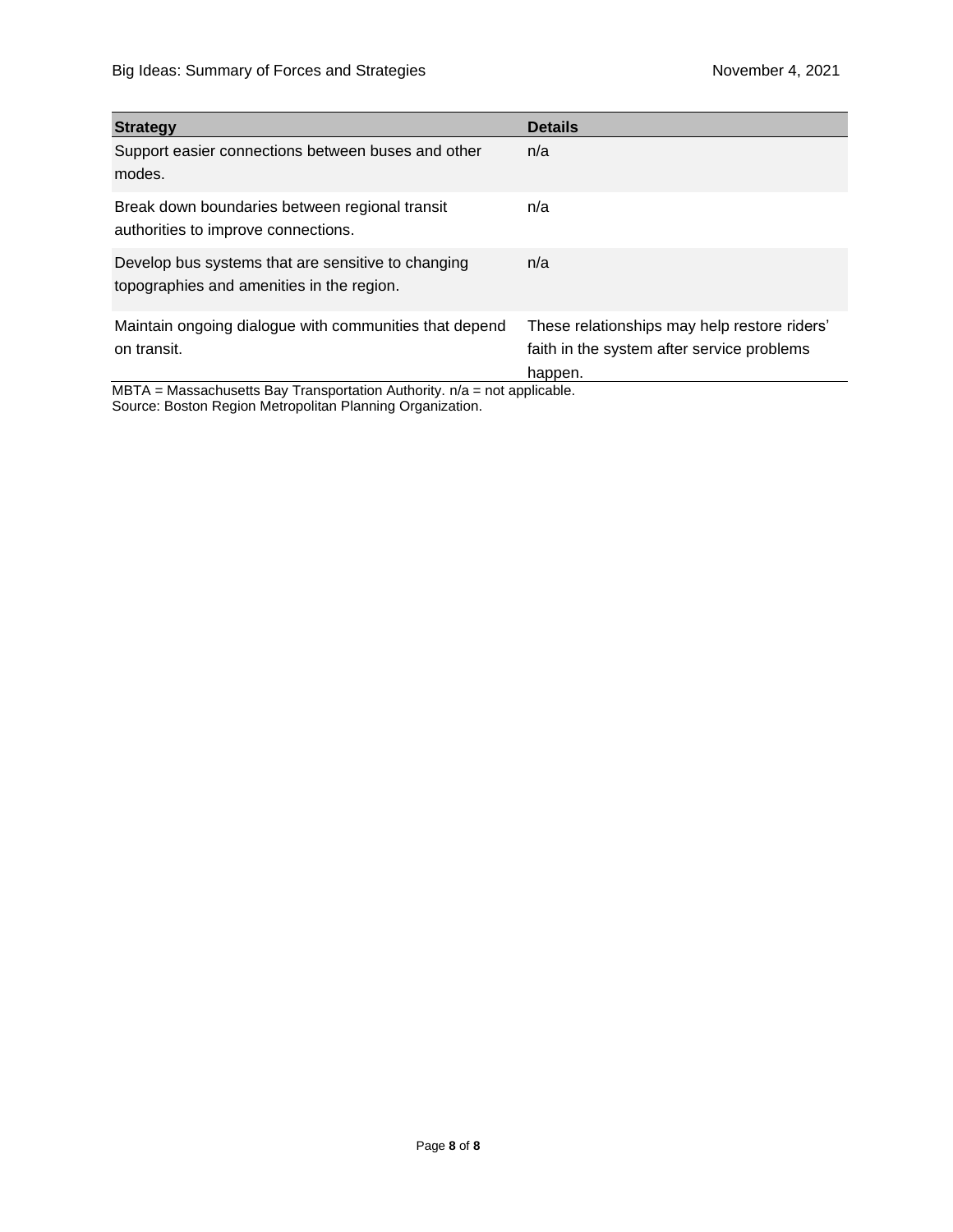| Strategy | Details |
|---|---|
| Support easier connections between buses and other modes. | n/a |
| Break down boundaries between regional transit authorities to improve connections. | n/a |
| Develop bus systems that are sensitive to changing topographies and amenities in the region. | n/a |
| Maintain ongoing dialogue with communities that depend on transit. | These relationships may help restore riders' faith in the system after service problems happen. |

MBTA = Massachusetts Bay Transportation Authority. n/a = not applicable.
Source: Boston Region Metropolitan Planning Organization.